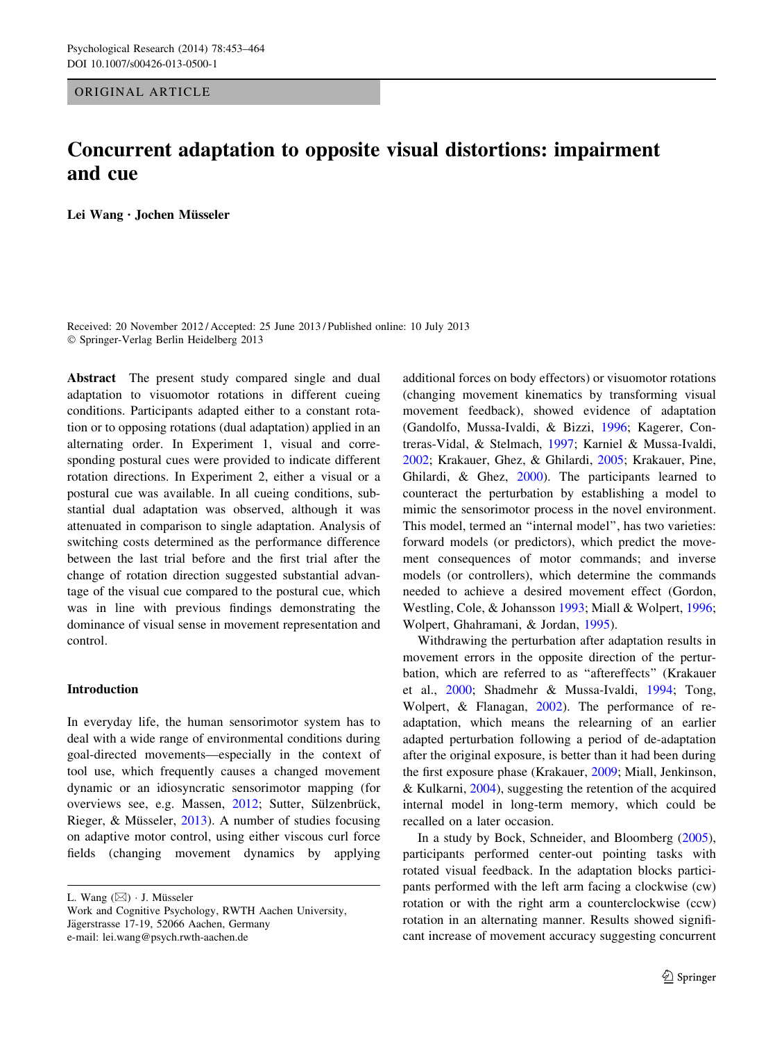ORIGINAL ARTICLE

# Concurrent adaptation to opposite visual distortions: impairment and cue

**Lei Wang · Jochen Müsseler**

Received: 20 November 2012 / Accepted: 25 June 2013 / Published online: 10 July 2013
© Springer-Verlag Berlin Heidelberg 2013

**Abstract** The present study compared single and dual adaptation to visuomotor rotations in different cueing conditions. Participants adapted either to a constant rotation or to opposing rotations (dual adaptation) applied in an alternating order. In Experiment 1, visual and corresponding postural cues were provided to indicate different rotation directions. In Experiment 2, either a visual or a postural cue was available. In all cueing conditions, substantial dual adaptation was observed, although it was attenuated in comparison to single adaptation. Analysis of switching costs determined as the performance difference between the last trial before and the first trial after the change of rotation direction suggested substantial advantage of the visual cue compared to the postural cue, which was in line with previous findings demonstrating the dominance of visual sense in movement representation and control.

## Introduction

In everyday life, the human sensorimotor system has to deal with a wide range of environmental conditions during goal-directed movements—especially in the context of tool use, which frequently causes a changed movement dynamic or an idiosyncratic sensorimotor mapping (for overviews see, e.g. Massen, 2012; Sutter, Sülzenbrück, Rieger, & Müsseler, 2013). A number of studies focusing on adaptive motor control, using either viscous curl force fields (changing movement dynamics by applying additional forces on body effectors) or visuomotor rotations (changing movement kinematics by transforming visual movement feedback), showed evidence of adaptation (Gandolfo, Mussa-Ivaldi, & Bizzi, 1996; Kagerer, Contreras-Vidal, & Stelmach, 1997; Karniel & Mussa-Ivaldi, 2002; Krakauer, Ghez, & Ghilardi, 2005; Krakauer, Pine, Ghilardi, & Ghez, 2000). The participants learned to counteract the perturbation by establishing a model to mimic the sensorimotor process in the novel environment. This model, termed an "internal model", has two varieties: forward models (or predictors), which predict the movement consequences of motor commands; and inverse models (or controllers), which determine the commands needed to achieve a desired movement effect (Gordon, Westling, Cole, & Johansson 1993; Miall & Wolpert, 1996; Wolpert, Ghahramani, & Jordan, 1995).

Withdrawing the perturbation after adaptation results in movement errors in the opposite direction of the perturbation, which are referred to as "aftereffects" (Krakauer et al., 2000; Shadmehr & Mussa-Ivaldi, 1994; Tong, Wolpert, & Flanagan, 2002). The performance of re-adaptation, which means the relearning of an earlier adapted perturbation following a period of de-adaptation after the original exposure, is better than it had been during the first exposure phase (Krakauer, 2009; Miall, Jenkinson, & Kulkarni, 2004), suggesting the retention of the acquired internal model in long-term memory, which could be recalled on a later occasion.

In a study by Bock, Schneider, and Bloomberg (2005), participants performed center-out pointing tasks with rotated visual feedback. In the adaptation blocks participants performed with the left arm facing a clockwise (cw) rotation or with the right arm a counterclockwise (ccw) rotation in an alternating manner. Results showed significant increase of movement accuracy suggesting concurrent

L. Wang (✉) · J. Müsseler
Work and Cognitive Psychology, RWTH Aachen University, Jägerstrasse 17-19, 52066 Aachen, Germany
e-mail: lei.wang@psych.rwth-aachen.de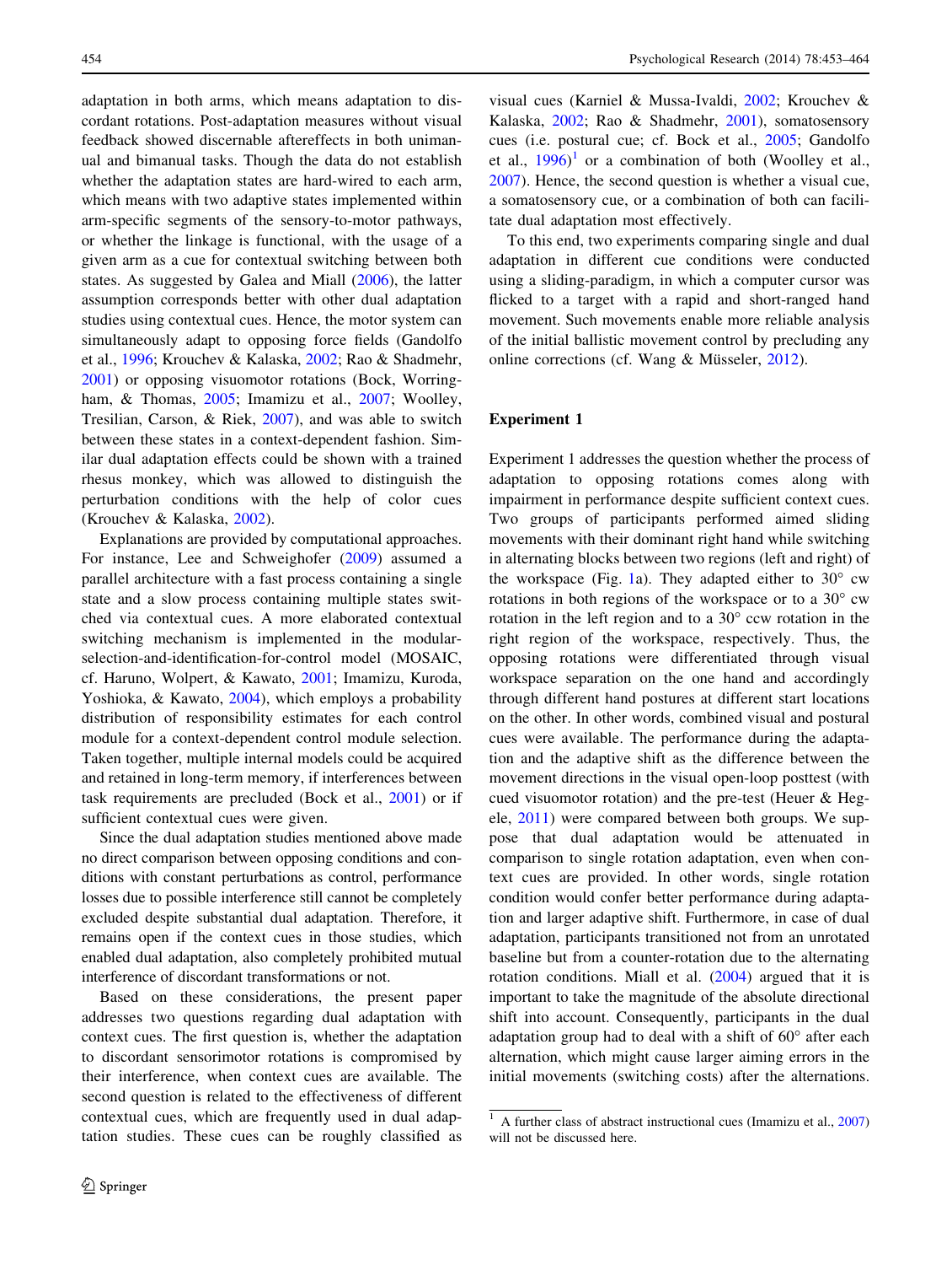adaptation in both arms, which means adaptation to discordant rotations. Post-adaptation measures without visual feedback showed discernable aftereffects in both unimanual and bimanual tasks. Though the data do not establish whether the adaptation states are hard-wired to each arm, which means with two adaptive states implemented within arm-specific segments of the sensory-to-motor pathways, or whether the linkage is functional, with the usage of a given arm as a cue for contextual switching between both states. As suggested by Galea and Miall (2006), the latter assumption corresponds better with other dual adaptation studies using contextual cues. Hence, the motor system can simultaneously adapt to opposing force fields (Gandolfo et al., 1996; Krouchev & Kalaska, 2002; Rao & Shadmehr, 2001) or opposing visuomotor rotations (Bock, Worringham, & Thomas, 2005; Imamizu et al., 2007; Woolley, Tresilian, Carson, & Riek, 2007), and was able to switch between these states in a context-dependent fashion. Similar dual adaptation effects could be shown with a trained rhesus monkey, which was allowed to distinguish the perturbation conditions with the help of color cues (Krouchev & Kalaska, 2002).

Explanations are provided by computational approaches. For instance, Lee and Schweighofer (2009) assumed a parallel architecture with a fast process containing a single state and a slow process containing multiple states switched via contextual cues. A more elaborated contextual switching mechanism is implemented in the modular-selection-and-identification-for-control model (MOSAIC, cf. Haruno, Wolpert, & Kawato, 2001; Imamizu, Kuroda, Yoshioka, & Kawato, 2004), which employs a probability distribution of responsibility estimates for each control module for a context-dependent control module selection. Taken together, multiple internal models could be acquired and retained in long-term memory, if interferences between task requirements are precluded (Bock et al., 2001) or if sufficient contextual cues were given.

Since the dual adaptation studies mentioned above made no direct comparison between opposing conditions and conditions with constant perturbations as control, performance losses due to possible interference still cannot be completely excluded despite substantial dual adaptation. Therefore, it remains open if the context cues in those studies, which enabled dual adaptation, also completely prohibited mutual interference of discordant transformations or not.

Based on these considerations, the present paper addresses two questions regarding dual adaptation with context cues. The first question is, whether the adaptation to discordant sensorimotor rotations is compromised by their interference, when context cues are available. The second question is related to the effectiveness of different contextual cues, which are frequently used in dual adaptation studies. These cues can be roughly classified as visual cues (Karniel & Mussa-Ivaldi, 2002; Krouchev & Kalaska, 2002; Rao & Shadmehr, 2001), somatosensory cues (i.e. postural cue; cf. Bock et al., 2005; Gandolfo et al., 1996)[1] or a combination of both (Woolley et al., 2007). Hence, the second question is whether a visual cue, a somatosensory cue, or a combination of both can facilitate dual adaptation most effectively.

To this end, two experiments comparing single and dual adaptation in different cue conditions were conducted using a sliding-paradigm, in which a computer cursor was flicked to a target with a rapid and short-ranged hand movement. Such movements enable more reliable analysis of the initial ballistic movement control by precluding any online corrections (cf. Wang & Müsseler, 2012).

## Experiment 1

Experiment 1 addresses the question whether the process of adaptation to opposing rotations comes along with impairment in performance despite sufficient context cues. Two groups of participants performed aimed sliding movements with their dominant right hand while switching in alternating blocks between two regions (left and right) of the workspace (Fig. 1a). They adapted either to 30° cw rotations in both regions of the workspace or to a 30° cw rotation in the left region and to a 30° ccw rotation in the right region of the workspace, respectively. Thus, the opposing rotations were differentiated through visual workspace separation on the one hand and accordingly through different hand postures at different start locations on the other. In other words, combined visual and postural cues were available. The performance during the adaptation and the adaptive shift as the difference between the movement directions in the visual open-loop posttest (with cued visuomotor rotation) and the pre-test (Heuer & Hegele, 2011) were compared between both groups. We suppose that dual adaptation would be attenuated in comparison to single rotation adaptation, even when context cues are provided. In other words, single rotation condition would confer better performance during adaptation and larger adaptive shift. Furthermore, in case of dual adaptation, participants transitioned not from an unrotated baseline but from a counter-rotation due to the alternating rotation conditions. Miall et al. (2004) argued that it is important to take the magnitude of the absolute directional shift into account. Consequently, participants in the dual adaptation group had to deal with a shift of 60° after each alternation, which might cause larger aiming errors in the initial movements (switching costs) after the alternations.

[1] A further class of abstract instructional cues (Imamizu et al., 2007) will not be discussed here.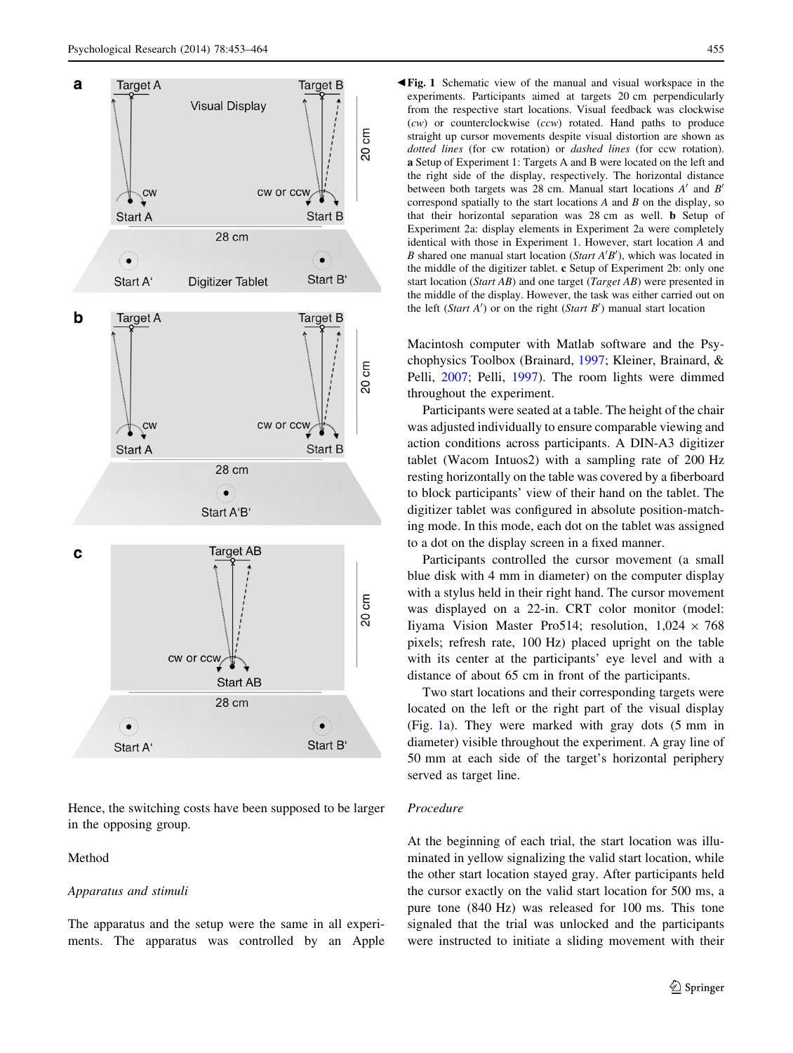**Fig. 1** Schematic view of the manual and visual workspace in the experiments. Participants aimed at targets 20 cm perpendicularly from the respective start locations. Visual feedback was clockwise (*cw*) or counterclockwise (*ccw*) rotated. Hand paths to produce straight up cursor movements despite visual distortion are shown as *dotted lines* (for cw rotation) or *dashed lines* (for ccw rotation). **a** Setup of Experiment 1: Targets A and B were located on the left and the right side of the display, respectively. The horizontal distance between both targets was 28 cm. Manual start locations $A'$ and $B'$ correspond spatially to the start locations *A* and *B* on the display, so that their horizontal separation was 28 cm as well. **b** Setup of Experiment 2a: display elements in Experiment 2a were completely identical with those in Experiment 1. However, start location *A* and *B* shared one manual start location (*Start* $A'B'$), which was located in the middle of the digitizer tablet. **c** Setup of Experiment 2b: only one start location (*Start AB*) and one target (*Target AB*) were presented in the middle of the display. However, the task was either carried out on the left (*Start* $A'$) or on the right (*Start* $B'$) manual start location

Hence, the switching costs have been supposed to be larger in the opposing group.

## Method

### Apparatus and stimuli

The apparatus and the setup were the same in all experiments. The apparatus was controlled by an Apple Macintosh computer with Matlab software and the Psychophysics Toolbox (Brainard, 1997; Kleiner, Brainard, & Pelli, 2007; Pelli, 1997). The room lights were dimmed throughout the experiment.

Participants were seated at a table. The height of the chair was adjusted individually to ensure comparable viewing and action conditions across participants. A DIN-A3 digitizer tablet (Wacom Intuos2) with a sampling rate of 200 Hz resting horizontally on the table was covered by a fiberboard to block participants' view of their hand on the tablet. The digitizer tablet was configured in absolute position-matching mode. In this mode, each dot on the tablet was assigned to a dot on the display screen in a fixed manner.

Participants controlled the cursor movement (a small blue disk with 4 mm in diameter) on the computer display with a stylus held in their right hand. The cursor movement was displayed on a 22-in. CRT color monitor (model: Iiyama Vision Master Pro514; resolution, $1{,}024 \times 768$ pixels; refresh rate, 100 Hz) placed upright on the table with its center at the participants' eye level and with a distance of about 65 cm in front of the participants.

Two start locations and their corresponding targets were located on the left or the right part of the visual display (Fig. 1a). They were marked with gray dots (5 mm in diameter) visible throughout the experiment. A gray line of 50 mm at each side of the target's horizontal periphery served as target line.

### Procedure

At the beginning of each trial, the start location was illuminated in yellow signalizing the valid start location, while the other start location stayed gray. After participants held the cursor exactly on the valid start location for 500 ms, a pure tone (840 Hz) was released for 100 ms. This tone signaled that the trial was unlocked and the participants were instructed to initiate a sliding movement with their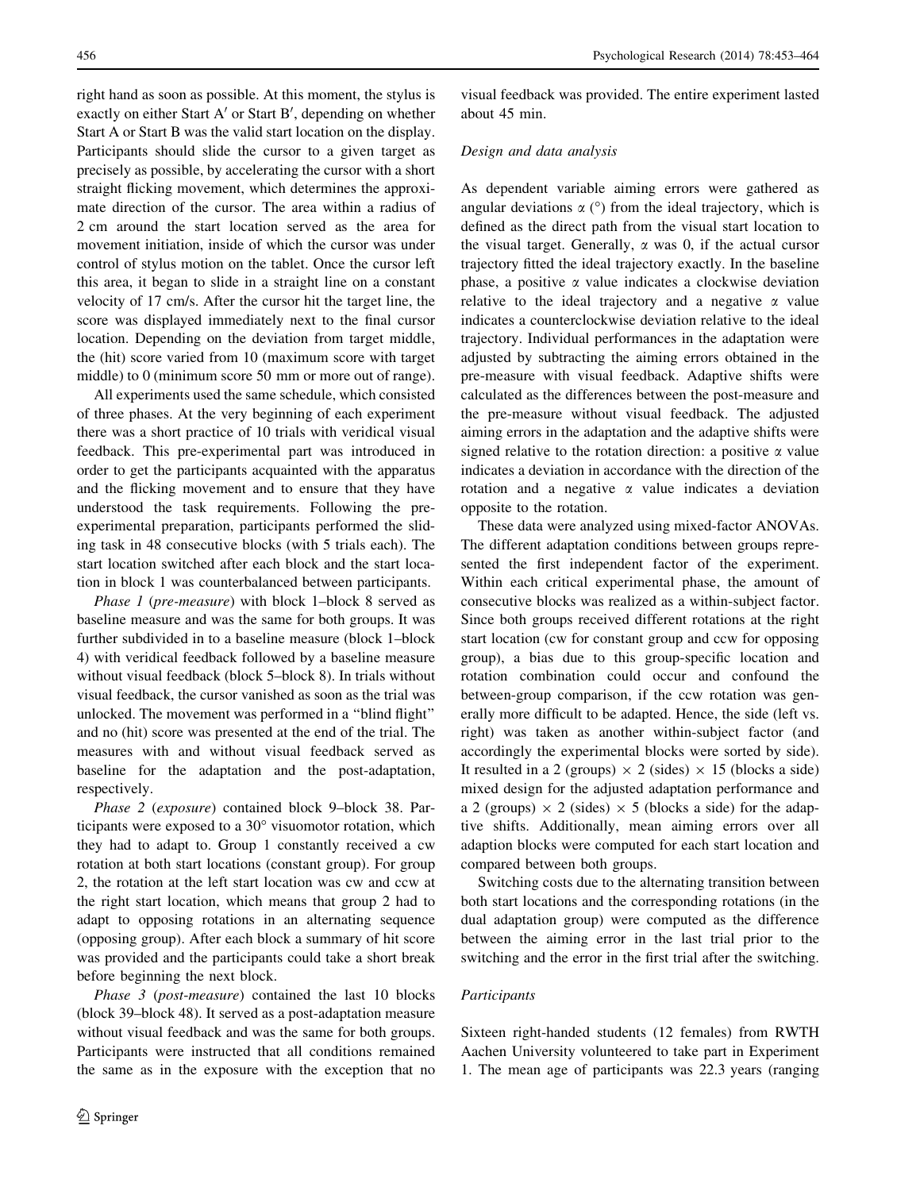right hand as soon as possible. At this moment, the stylus is exactly on either Start A′ or Start B′, depending on whether Start A or Start B was the valid start location on the display. Participants should slide the cursor to a given target as precisely as possible, by accelerating the cursor with a short straight flicking movement, which determines the approximate direction of the cursor. The area within a radius of 2 cm around the start location served as the area for movement initiation, inside of which the cursor was under control of stylus motion on the tablet. Once the cursor left this area, it began to slide in a straight line on a constant velocity of 17 cm/s. After the cursor hit the target line, the score was displayed immediately next to the final cursor location. Depending on the deviation from target middle, the (hit) score varied from 10 (maximum score with target middle) to 0 (minimum score 50 mm or more out of range).

All experiments used the same schedule, which consisted of three phases. At the very beginning of each experiment there was a short practice of 10 trials with veridical visual feedback. This pre-experimental part was introduced in order to get the participants acquainted with the apparatus and the flicking movement and to ensure that they have understood the task requirements. Following the pre-experimental preparation, participants performed the sliding task in 48 consecutive blocks (with 5 trials each). The start location switched after each block and the start location in block 1 was counterbalanced between participants.

*Phase 1* (*pre-measure*) with block 1–block 8 served as baseline measure and was the same for both groups. It was further subdivided in to a baseline measure (block 1–block 4) with veridical feedback followed by a baseline measure without visual feedback (block 5–block 8). In trials without visual feedback, the cursor vanished as soon as the trial was unlocked. The movement was performed in a "blind flight" and no (hit) score was presented at the end of the trial. The measures with and without visual feedback served as baseline for the adaptation and the post-adaptation, respectively.

*Phase 2* (*exposure*) contained block 9–block 38. Participants were exposed to a 30° visuomotor rotation, which they had to adapt to. Group 1 constantly received a cw rotation at both start locations (constant group). For group 2, the rotation at the left start location was cw and ccw at the right start location, which means that group 2 had to adapt to opposing rotations in an alternating sequence (opposing group). After each block a summary of hit score was provided and the participants could take a short break before beginning the next block.

*Phase 3* (*post-measure*) contained the last 10 blocks (block 39–block 48). It served as a post-adaptation measure without visual feedback and was the same for both groups. Participants were instructed that all conditions remained the same as in the exposure with the exception that no visual feedback was provided. The entire experiment lasted about 45 min.

*Design and data analysis*

As dependent variable aiming errors were gathered as angular deviations $\alpha$ (°) from the ideal trajectory, which is defined as the direct path from the visual start location to the visual target. Generally, $\alpha$ was 0, if the actual cursor trajectory fitted the ideal trajectory exactly. In the baseline phase, a positive $\alpha$ value indicates a clockwise deviation relative to the ideal trajectory and a negative $\alpha$ value indicates a counterclockwise deviation relative to the ideal trajectory. Individual performances in the adaptation were adjusted by subtracting the aiming errors obtained in the pre-measure with visual feedback. Adaptive shifts were calculated as the differences between the post-measure and the pre-measure without visual feedback. The adjusted aiming errors in the adaptation and the adaptive shifts were signed relative to the rotation direction: a positive $\alpha$ value indicates a deviation in accordance with the direction of the rotation and a negative $\alpha$ value indicates a deviation opposite to the rotation.

These data were analyzed using mixed-factor ANOVAs. The different adaptation conditions between groups represented the first independent factor of the experiment. Within each critical experimental phase, the amount of consecutive blocks was realized as a within-subject factor. Since both groups received different rotations at the right start location (cw for constant group and ccw for opposing group), a bias due to this group-specific location and rotation combination could occur and confound the between-group comparison, if the ccw rotation was generally more difficult to be adapted. Hence, the side (left vs. right) was taken as another within-subject factor (and accordingly the experimental blocks were sorted by side). It resulted in a 2 (groups) $\times$ 2 (sides) $\times$ 15 (blocks a side) mixed design for the adjusted adaptation performance and a 2 (groups) $\times$ 2 (sides) $\times$ 5 (blocks a side) for the adaptive shifts. Additionally, mean aiming errors over all adaption blocks were computed for each start location and compared between both groups.

Switching costs due to the alternating transition between both start locations and the corresponding rotations (in the dual adaptation group) were computed as the difference between the aiming error in the last trial prior to the switching and the error in the first trial after the switching.

*Participants*

Sixteen right-handed students (12 females) from RWTH Aachen University volunteered to take part in Experiment 1. The mean age of participants was 22.3 years (ranging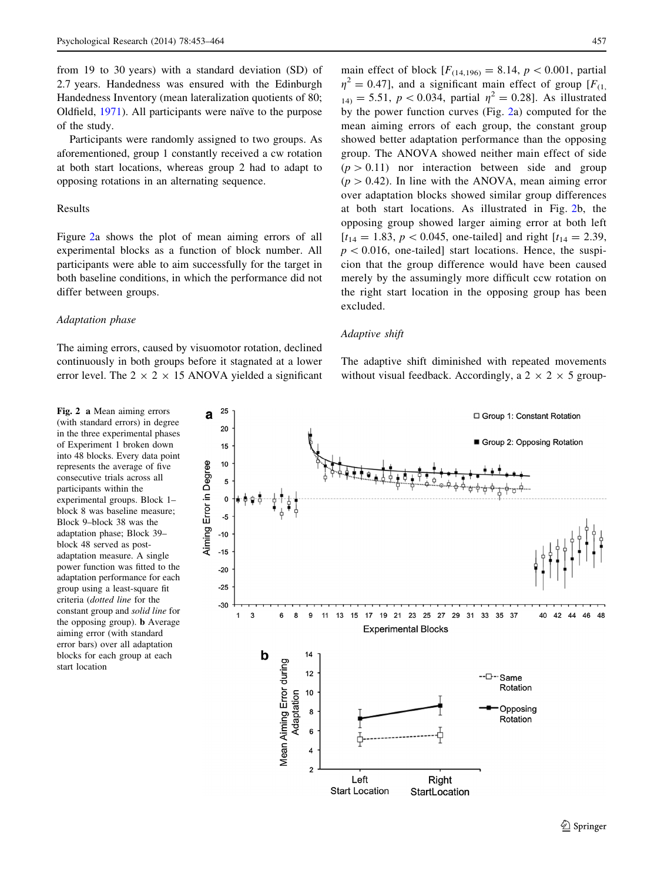from 19 to 30 years) with a standard deviation (SD) of 2.7 years. Handedness was ensured with the Edinburgh Handedness Inventory (mean lateralization quotients of 80; Oldfield, 1971). All participants were naïve to the purpose of the study.

Participants were randomly assigned to two groups. As aforementioned, group 1 constantly received a cw rotation at both start locations, whereas group 2 had to adapt to opposing rotations in an alternating sequence.

## Results

Figure 2a shows the plot of mean aiming errors of all experimental blocks as a function of block number. All participants were able to aim successfully for the target in both baseline conditions, in which the performance did not differ between groups.

### *Adaptation phase*

The aiming errors, caused by visuomotor rotation, declined continuously in both groups before it stagnated at a lower error level. The 2 × 2 × 15 ANOVA yielded a significant main effect of block [$F_{(14,196)} = 8.14$, $p < 0.001$, partial $\eta^2 = 0.47$], and a significant main effect of group [$F_{(1, 14)} = 5.51$, $p < 0.034$, partial $\eta^2 = 0.28$]. As illustrated by the power function curves (Fig. 2a) computed for the mean aiming errors of each group, the constant group showed better adaptation performance than the opposing group. The ANOVA showed neither main effect of side ($p > 0.11$) nor interaction between side and group ($p > 0.42$). In line with the ANOVA, mean aiming error over adaptation blocks showed similar group differences at both start locations. As illustrated in Fig. 2b, the opposing group showed larger aiming error at both left [$t_{14} = 1.83$, $p < 0.045$, one-tailed] and right [$t_{14} = 2.39$, $p < 0.016$, one-tailed] start locations. Hence, the suspicion that the group difference would have been caused merely by the assumingly more difficult ccw rotation on the right start location in the opposing group has been excluded.

### *Adaptive shift*

The adaptive shift diminished with repeated movements without visual feedback. Accordingly, a 2 × 2 × 5 group-

**Fig. 2** **a** Mean aiming errors (with standard errors) in degree in the three experimental phases of Experiment 1 broken down into 48 blocks. Every data point represents the average of five consecutive trials across all participants within the experimental groups. Block 1–block 8 was baseline measure; Block 9–block 38 was the adaptation phase; Block 39–block 48 served as post-adaptation measure. A single power function was fitted to the adaptation performance for each group using a least-square fit criteria (*dotted line* for the constant group and *solid line* for the opposing group). **b** Average aiming error (with standard error bars) over all adaptation blocks for each group at each start location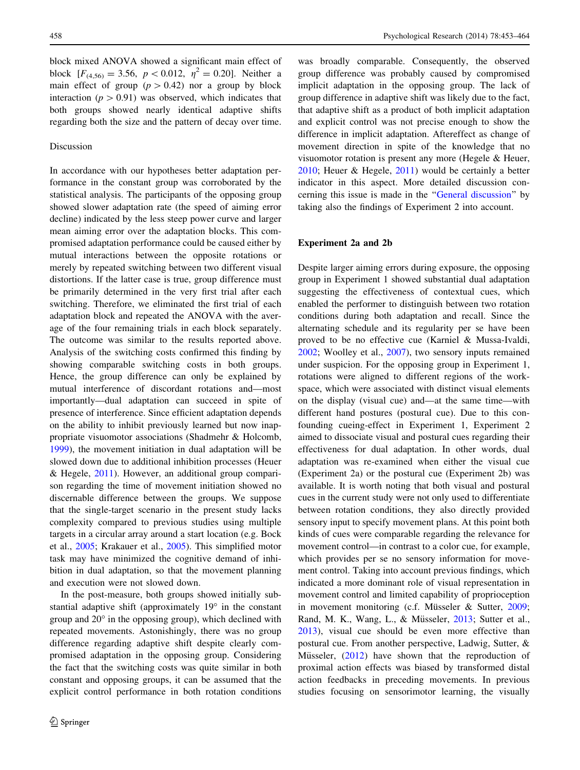block mixed ANOVA showed a significant main effect of block [$F_{(4,56)} = 3.56$, $p < 0.012$, $\eta^2 = 0.20$]. Neither a main effect of group ($p > 0.42$) nor a group by block interaction ($p > 0.91$) was observed, which indicates that both groups showed nearly identical adaptive shifts regarding both the size and the pattern of decay over time.

### Discussion

In accordance with our hypotheses better adaptation performance in the constant group was corroborated by the statistical analysis. The participants of the opposing group showed slower adaptation rate (the speed of aiming error decline) indicated by the less steep power curve and larger mean aiming error over the adaptation blocks. This compromised adaptation performance could be caused either by mutual interactions between the opposite rotations or merely by repeated switching between two different visual distortions. If the latter case is true, group difference must be primarily determined in the very first trial after each switching. Therefore, we eliminated the first trial of each adaptation block and repeated the ANOVA with the average of the four remaining trials in each block separately. The outcome was similar to the results reported above. Analysis of the switching costs confirmed this finding by showing comparable switching costs in both groups. Hence, the group difference can only be explained by mutual interference of discordant rotations and—most importantly—dual adaptation can succeed in spite of presence of interference. Since efficient adaptation depends on the ability to inhibit previously learned but now inappropriate visuomotor associations (Shadmehr & Holcomb, 1999), the movement initiation in dual adaptation will be slowed down due to additional inhibition processes (Heuer & Hegele, 2011). However, an additional group comparison regarding the time of movement initiation showed no discernable difference between the groups. We suppose that the single-target scenario in the present study lacks complexity compared to previous studies using multiple targets in a circular array around a start location (e.g. Bock et al., 2005; Krakauer et al., 2005). This simplified motor task may have minimized the cognitive demand of inhibition in dual adaptation, so that the movement planning and execution were not slowed down.

In the post-measure, both groups showed initially substantial adaptive shift (approximately 19° in the constant group and 20° in the opposing group), which declined with repeated movements. Astonishingly, there was no group difference regarding adaptive shift despite clearly compromised adaptation in the opposing group. Considering the fact that the switching costs was quite similar in both constant and opposing groups, it can be assumed that the explicit control performance in both rotation conditions was broadly comparable. Consequently, the observed group difference was probably caused by compromised implicit adaptation in the opposing group. The lack of group difference in adaptive shift was likely due to the fact, that adaptive shift as a product of both implicit adaptation and explicit control was not precise enough to show the difference in implicit adaptation. Aftereffect as change of movement direction in spite of the knowledge that no visuomotor rotation is present any more (Hegele & Heuer, 2010; Heuer & Hegele, 2011) would be certainly a better indicator in this aspect. More detailed discussion concerning this issue is made in the "General discussion" by taking also the findings of Experiment 2 into account.

## Experiment 2a and 2b

Despite larger aiming errors during exposure, the opposing group in Experiment 1 showed substantial dual adaptation suggesting the effectiveness of contextual cues, which enabled the performer to distinguish between two rotation conditions during both adaptation and recall. Since the alternating schedule and its regularity per se have been proved to be no effective cue (Karniel & Mussa-Ivaldi, 2002; Woolley et al., 2007), two sensory inputs remained under suspicion. For the opposing group in Experiment 1, rotations were aligned to different regions of the workspace, which were associated with distinct visual elements on the display (visual cue) and—at the same time—with different hand postures (postural cue). Due to this confounding cueing-effect in Experiment 1, Experiment 2 aimed to dissociate visual and postural cues regarding their effectiveness for dual adaptation. In other words, dual adaptation was re-examined when either the visual cue (Experiment 2a) or the postural cue (Experiment 2b) was available. It is worth noting that both visual and postural cues in the current study were not only used to differentiate between rotation conditions, they also directly provided sensory input to specify movement plans. At this point both kinds of cues were comparable regarding the relevance for movement control—in contrast to a color cue, for example, which provides per se no sensory information for movement control. Taking into account previous findings, which indicated a more dominant role of visual representation in movement control and limited capability of proprioception in movement monitoring (c.f. Müsseler & Sutter, 2009; Rand, M. K., Wang, L., & Müsseler, 2013; Sutter et al., 2013), visual cue should be even more effective than postural cue. From another perspective, Ladwig, Sutter, & Müsseler, (2012) have shown that the reproduction of proximal action effects was biased by transformed distal action feedbacks in preceding movements. In previous studies focusing on sensorimotor learning, the visually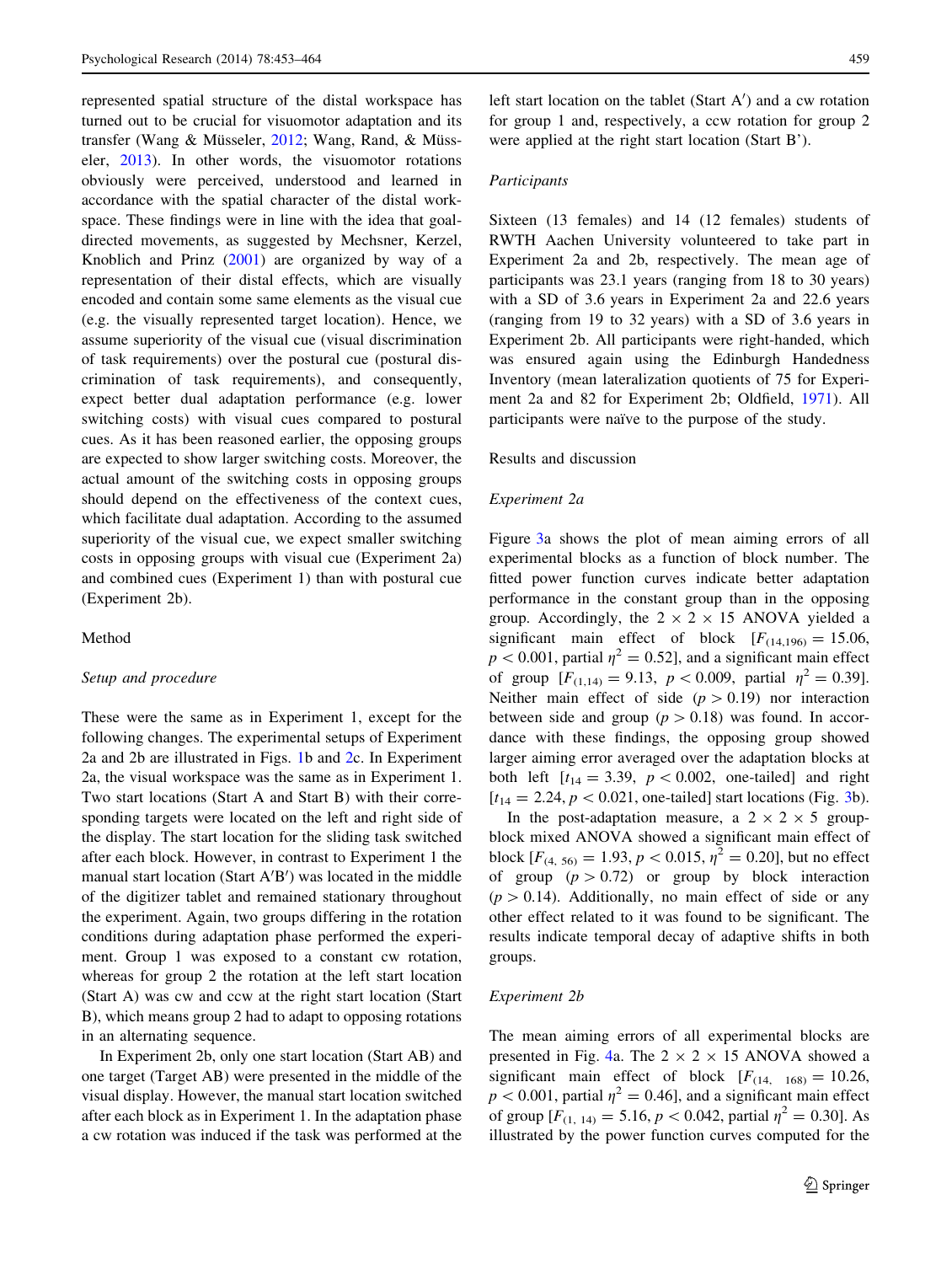represented spatial structure of the distal workspace has turned out to be crucial for visuomotor adaptation and its transfer (Wang & Müsseler, 2012; Wang, Rand, & Müsseler, 2013). In other words, the visuomotor rotations obviously were perceived, understood and learned in accordance with the spatial character of the distal workspace. These findings were in line with the idea that goal-directed movements, as suggested by Mechsner, Kerzel, Knoblich and Prinz (2001) are organized by way of a representation of their distal effects, which are visually encoded and contain some same elements as the visual cue (e.g. the visually represented target location). Hence, we assume superiority of the visual cue (visual discrimination of task requirements) over the postural cue (postural discrimination of task requirements), and consequently, expect better dual adaptation performance (e.g. lower switching costs) with visual cues compared to postural cues. As it has been reasoned earlier, the opposing groups are expected to show larger switching costs. Moreover, the actual amount of the switching costs in opposing groups should depend on the effectiveness of the context cues, which facilitate dual adaptation. According to the assumed superiority of the visual cue, we expect smaller switching costs in opposing groups with visual cue (Experiment 2a) and combined cues (Experiment 1) than with postural cue (Experiment 2b).

## Method

### *Setup and procedure*

These were the same as in Experiment 1, except for the following changes. The experimental setups of Experiment 2a and 2b are illustrated in Figs. 1b and 2c. In Experiment 2a, the visual workspace was the same as in Experiment 1. Two start locations (Start A and Start B) with their corresponding targets were located on the left and right side of the display. The start location for the sliding task switched after each block. However, in contrast to Experiment 1 the manual start location (Start A′B′) was located in the middle of the digitizer tablet and remained stationary throughout the experiment. Again, two groups differing in the rotation conditions during adaptation phase performed the experiment. Group 1 was exposed to a constant cw rotation, whereas for group 2 the rotation at the left start location (Start A) was cw and ccw at the right start location (Start B), which means group 2 had to adapt to opposing rotations in an alternating sequence.

In Experiment 2b, only one start location (Start AB) and one target (Target AB) were presented in the middle of the visual display. However, the manual start location switched after each block as in Experiment 1. In the adaptation phase a cw rotation was induced if the task was performed at the left start location on the tablet (Start A′) and a cw rotation for group 1 and, respectively, a ccw rotation for group 2 were applied at the right start location (Start B’).

### *Participants*

Sixteen (13 females) and 14 (12 females) students of RWTH Aachen University volunteered to take part in Experiment 2a and 2b, respectively. The mean age of participants was 23.1 years (ranging from 18 to 30 years) with a SD of 3.6 years in Experiment 2a and 22.6 years (ranging from 19 to 32 years) with a SD of 3.6 years in Experiment 2b. All participants were right-handed, which was ensured again using the Edinburgh Handedness Inventory (mean lateralization quotients of 75 for Experiment 2a and 82 for Experiment 2b; Oldfield, 1971). All participants were naïve to the purpose of the study.

## Results and discussion

### *Experiment 2a*

Figure 3a shows the plot of mean aiming errors of all experimental blocks as a function of block number. The fitted power function curves indicate better adaptation performance in the constant group than in the opposing group. Accordingly, the 2 × 2 × 15 ANOVA yielded a significant main effect of block [$F_{(14,196)} = 15.06$, $p < 0.001$, partial $\eta^2 = 0.52$], and a significant main effect of group [$F_{(1,14)} = 9.13$, $p < 0.009$, partial $\eta^2 = 0.39$]. Neither main effect of side ($p > 0.19$) nor interaction between side and group ($p > 0.18$) was found. In accordance with these findings, the opposing group showed larger aiming error averaged over the adaptation blocks at both left [$t_{14} = 3.39$, $p < 0.002$, one-tailed] and right [$t_{14} = 2.24, p < 0.021$, one-tailed] start locations (Fig. 3b).

In the post-adaptation measure, a 2 × 2 × 5 group-block mixed ANOVA showed a significant main effect of block [$F_{(4,\ 56)} = 1.93, p < 0.015, \eta^2 = 0.20$], but no effect of group ($p > 0.72$) or block by group interaction ($p > 0.14$). Additionally, no main effect of side or any other effect related to it was found to be significant. The results indicate temporal decay of adaptive shifts in both groups.

### *Experiment 2b*

The mean aiming errors of all experimental blocks are presented in Fig. 4a. The 2 × 2 × 15 ANOVA showed a significant main effect of block [$F_{(14,\ 168)} = 10.26$, $p < 0.001$, partial $\eta^2 = 0.46$], and a significant main effect of group [$F_{(1,\ 14)} = 5.16, p < 0.042$, partial $\eta^2 = 0.30$]. As illustrated by the power function curves computed for the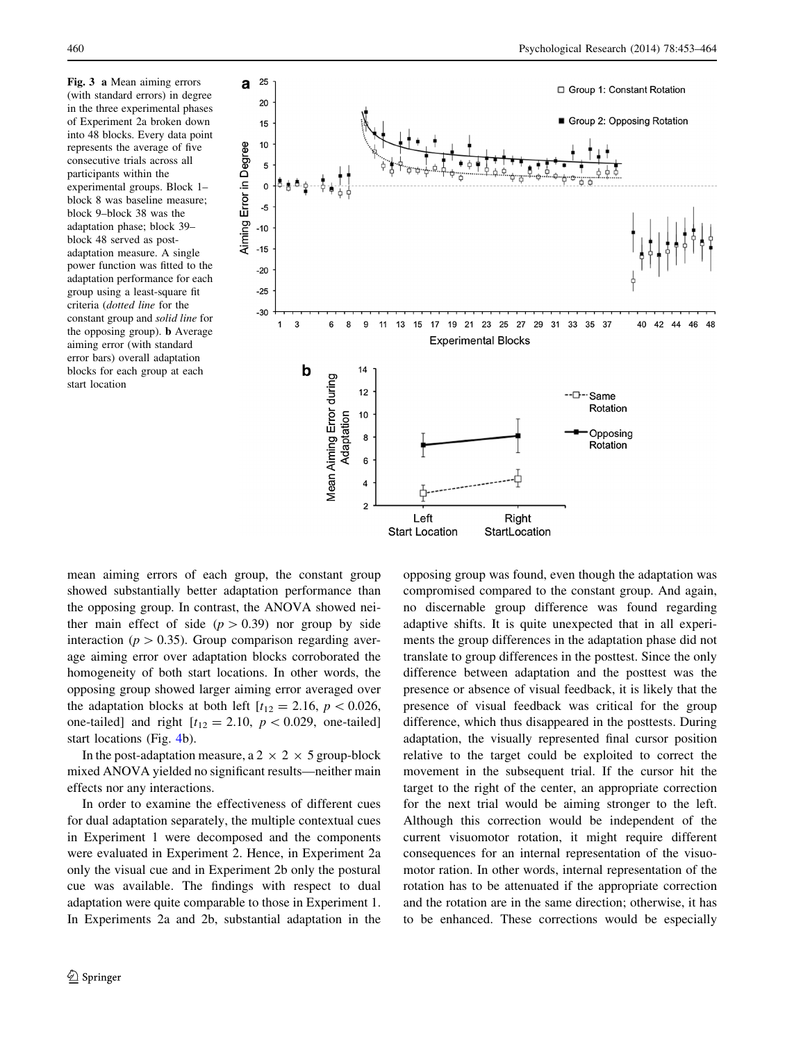**Fig. 3** **a** Mean aiming errors (with standard errors) in degree in the three experimental phases of Experiment 2a broken down into 48 blocks. Every data point represents the average of five consecutive trials across all participants within the experimental groups. Block 1–block 8 was baseline measure; block 9–block 38 was the adaptation phase; block 39–block 48 served as post-adaptation measure. A single power function was fitted to the adaptation performance for each group using a least-square fit criteria (*dotted line* for the constant group and *solid line* for the opposing group). **b** Average aiming error (with standard error bars) overall adaptation blocks for each group at each start location

mean aiming errors of each group, the constant group showed substantially better adaptation performance than the opposing group. In contrast, the ANOVA showed neither main effect of side ($p > 0.39$) nor group by side interaction ($p > 0.35$). Group comparison regarding average aiming error over adaptation blocks corroborated the homogeneity of both start locations. In other words, the opposing group showed larger aiming error averaged over the adaptation blocks at both left [$t_{12} = 2.16$, $p < 0.026$, one-tailed] and right [$t_{12} = 2.10$, $p < 0.029$, one-tailed] start locations (Fig. 4b).

In the post-adaptation measure, a $2 \times 2 \times 5$ group-block mixed ANOVA yielded no significant results—neither main effects nor any interactions.

In order to examine the effectiveness of different cues for dual adaptation separately, the multiple contextual cues in Experiment 1 were decomposed and the components were evaluated in Experiment 2. Hence, in Experiment 2a only the visual cue and in Experiment 2b only the postural cue was available. The findings with respect to dual adaptation were quite comparable to those in Experiment 1. In Experiments 2a and 2b, substantial adaptation in the opposing group was found, even though the adaptation was compromised compared to the constant group. And again, no discernable group difference was found regarding adaptive shifts. It is quite unexpected that in all experiments the group differences in the adaptation phase did not translate to group differences in the posttest. Since the only difference between adaptation and the posttest was the presence or absence of visual feedback, it is likely that the presence of visual feedback was critical for the group difference, which thus disappeared in the posttests. During adaptation, the visually represented final cursor position relative to the target could be exploited to correct the movement in the subsequent trial. If the cursor hit the target to the right of the center, an appropriate correction for the next trial would be aiming stronger to the left. Although this correction would be independent of the current visuomotor rotation, it might require different consequences for an internal representation of the visuomotor ration. In other words, internal representation of the rotation has to be attenuated if the appropriate correction and the rotation are in the same direction; otherwise, it has to be enhanced. These corrections would be especially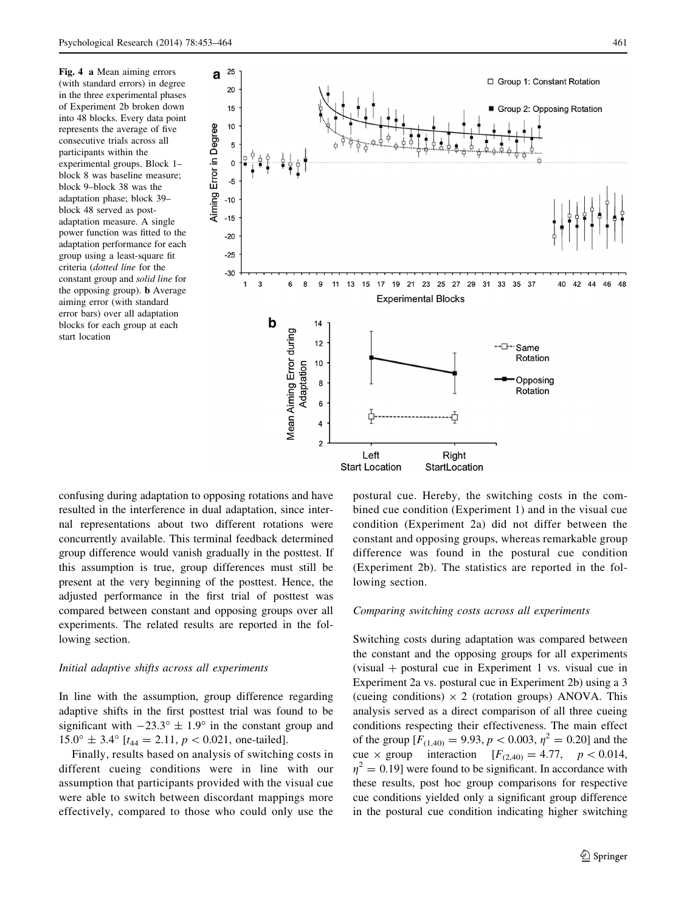Fig. 4 **a** Mean aiming errors (with standard errors) in degree in the three experimental phases of Experiment 2b broken down into 48 blocks. Every data point represents the average of five consecutive trials across all participants within the experimental groups. Block 1–block 8 was baseline measure; block 9–block 38 was the adaptation phase; block 39–block 48 served as post-adaptation measure. A single power function was fitted to the adaptation performance for each group using a least-square fit criteria (*dotted line* for the constant group and *solid line* for the opposing group). **b** Average aiming error (with standard error bars) over all adaptation blocks for each group at each start location

confusing during adaptation to opposing rotations and have resulted in the interference in dual adaptation, since internal representations about two different rotations were concurrently available. This terminal feedback determined group difference would vanish gradually in the posttest. If this assumption is true, group differences must still be present at the very beginning of the posttest. Hence, the adjusted performance in the first trial of posttest was compared between constant and opposing groups over all experiments. The related results are reported in the following section.

### *Initial adaptive shifts across all experiments*

In line with the assumption, group difference regarding adaptive shifts in the first posttest trial was found to be significant with $-23.3° \pm 1.9°$ in the constant group and $15.0° \pm 3.4°$ [$t_{44} = 2.11$, $p < 0.021$, one-tailed].

Finally, results based on analysis of switching costs in different cueing conditions were in line with our assumption that participants provided with the visual cue were able to switch between discordant mappings more effectively, compared to those who could only use the postural cue. Hereby, the switching costs in the combined cue condition (Experiment 1) and in the visual cue condition (Experiment 2a) did not differ between the constant and opposing groups, whereas remarkable group difference was found in the postural cue condition (Experiment 2b). The statistics are reported in the following section.

### *Comparing switching costs across all experiments*

Switching costs during adaptation was compared between the constant and the opposing groups for all experiments (visual + postural cue in Experiment 1 vs. visual cue in Experiment 2a vs. postural cue in Experiment 2b) using a 3 (cueing conditions) × 2 (rotation groups) ANOVA. This analysis served as a direct comparison of all three cueing conditions respecting their effectiveness. The main effect of the group [$F_{(1,40)} = 9.93$, $p < 0.003$, $\eta^2 = 0.20$] and the cue × group interaction [$F_{(2,40)} = 4.77$, $p < 0.014$, $\eta^2 = 0.19$] were found to be significant. In accordance with these results, post hoc group comparisons for respective cue conditions yielded only a significant group difference in the postural cue condition indicating higher switching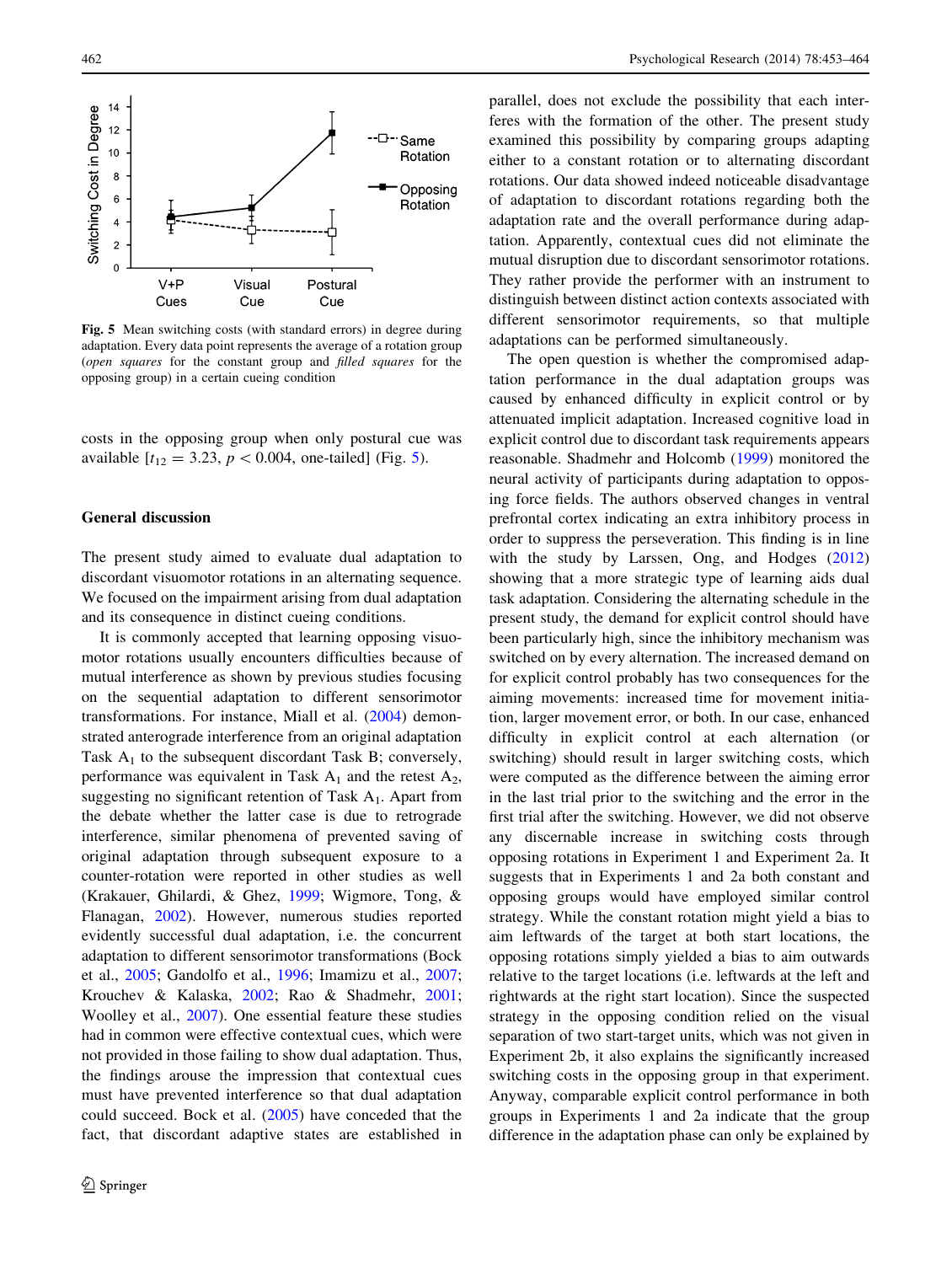**Fig. 5** Mean switching costs (with standard errors) in degree during adaptation. Every data point represents the average of a rotation group (*open squares* for the constant group and *filled squares* for the opposing group) in a certain cueing condition

costs in the opposing group when only postural cue was available [$t_{12} = 3.23$, $p < 0.004$, one-tailed] (Fig. 5).

## General discussion

The present study aimed to evaluate dual adaptation to discordant visuomotor rotations in an alternating sequence. We focused on the impairment arising from dual adaptation and its consequence in distinct cueing conditions.

It is commonly accepted that learning opposing visuomotor rotations usually encounters difficulties because of mutual interference as shown by previous studies focusing on the sequential adaptation to different sensorimotor transformations. For instance, Miall et al. (2004) demonstrated anterograde interference from an original adaptation Task $A_1$ to the subsequent discordant Task B; conversely, performance was equivalent in Task $A_1$ and the retest $A_2$, suggesting no significant retention of Task $A_1$. Apart from the debate whether the latter case is due to retrograde interference, similar phenomena of prevented saving of original adaptation through subsequent exposure to a counter-rotation were reported in other studies as well (Krakauer, Ghilardi, & Ghez, 1999; Wigmore, Tong, & Flanagan, 2002). However, numerous studies reported evidently successful dual adaptation, i.e. the concurrent adaptation to different sensorimotor transformations (Bock et al., 2005; Gandolfo et al., 1996; Imamizu et al., 2007; Krouchev & Kalaska, 2002; Rao & Shadmehr, 2001; Woolley et al., 2007). One essential feature these studies had in common were effective contextual cues, which were not provided in those failing to show dual adaptation. Thus, the findings arouse the impression that contextual cues must have prevented interference so that dual adaptation could succeed. Bock et al. (2005) have conceded that the fact, that discordant adaptive states are established in parallel, does not exclude the possibility that each interferes with the formation of the other. The present study examined this possibility by comparing groups adapting either to a constant rotation or to alternating discordant rotations. Our data showed indeed noticeable disadvantage of adaptation to discordant rotations regarding both the adaptation rate and the overall performance during adaptation. Apparently, contextual cues did not eliminate the mutual disruption due to discordant sensorimotor rotations. They rather provide the performer with an instrument to distinguish between distinct action contexts associated with different sensorimotor requirements, so that multiple adaptations can be performed simultaneously.

The open question is whether the compromised adaptation performance in the dual adaptation groups was caused by enhanced difficulty in explicit control or by attenuated implicit adaptation. Increased cognitive load in explicit control due to discordant task requirements appears reasonable. Shadmehr and Holcomb (1999) monitored the neural activity of participants during adaptation to opposing force fields. The authors observed changes in ventral prefrontal cortex indicating an extra inhibitory process in order to suppress the perseveration. This finding is in line with the study by Larssen, Ong, and Hodges (2012) showing that a more strategic type of learning aids dual task adaptation. Considering the alternating schedule in the present study, the demand for explicit control should have been particularly high, since the inhibitory mechanism was switched on by every alternation. The increased demand on for explicit control probably has two consequences for the aiming movements: increased time for movement initiation, larger movement error, or both. In our case, enhanced difficulty in explicit control at each alternation (or switching) should result in larger switching costs, which were computed as the difference between the aiming error in the last trial prior to the switching and the error in the first trial after the switching. However, we did not observe any discernable increase in switching costs through opposing rotations in Experiment 1 and Experiment 2a. It suggests that in Experiments 1 and 2a both constant and opposing groups would have employed similar control strategy. While the constant rotation might yield a bias to aim leftwards of the target at both start locations, the opposing rotations simply yielded a bias to aim outwards relative to the target locations (i.e. leftwards at the left and rightwards at the right start location). Since the suspected strategy in the opposing condition relied on the visual separation of two start-target units, which was not given in Experiment 2b, it also explains the significantly increased switching costs in the opposing group in that experiment. Anyway, comparable explicit control performance in both groups in Experiments 1 and 2a indicate that the group difference in the adaptation phase can only be explained by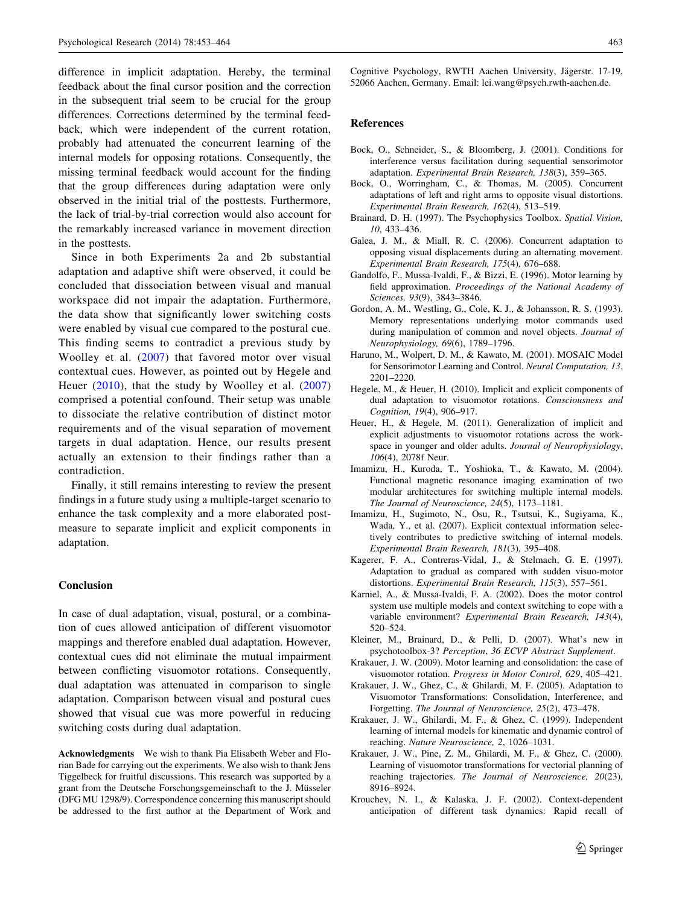difference in implicit adaptation. Hereby, the terminal feedback about the final cursor position and the correction in the subsequent trial seem to be crucial for the group differences. Corrections determined by the terminal feedback, which were independent of the current rotation, probably had attenuated the concurrent learning of the internal models for opposing rotations. Consequently, the missing terminal feedback would account for the finding that the group differences during adaptation were only observed in the initial trial of the posttests. Furthermore, the lack of trial-by-trial correction would also account for the remarkably increased variance in movement direction in the posttests.

Since in both Experiments 2a and 2b substantial adaptation and adaptive shift were observed, it could be concluded that dissociation between visual and manual workspace did not impair the adaptation. Furthermore, the data show that significantly lower switching costs were enabled by visual cue compared to the postural cue. This finding seems to contradict a previous study by Woolley et al. (2007) that favored motor over visual contextual cues. However, as pointed out by Hegele and Heuer (2010), that the study by Woolley et al. (2007) comprised a potential confound. Their setup was unable to dissociate the relative contribution of distinct motor requirements and of the visual separation of movement targets in dual adaptation. Hence, our results present actually an extension to their findings rather than a contradiction.

Finally, it still remains interesting to review the present findings in a future study using a multiple-target scenario to enhance the task complexity and a more elaborated post-measure to separate implicit and explicit components in adaptation.

## Conclusion

In case of dual adaptation, visual, postural, or a combination of cues allowed anticipation of different visuomotor mappings and therefore enabled dual adaptation. However, contextual cues did not eliminate the mutual impairment between conflicting visuomotor rotations. Consequently, dual adaptation was attenuated in comparison to single adaptation. Comparison between visual and postural cues showed that visual cue was more powerful in reducing switching costs during dual adaptation.

**Acknowledgments** We wish to thank Pia Elisabeth Weber and Florian Bade for carrying out the experiments. We also wish to thank Jens Tiggelbeck for fruitful discussions. This research was supported by a grant from the Deutsche Forschungsgemeinschaft to the J. Müsseler (DFG MU 1298/9). Correspondence concerning this manuscript should be addressed to the first author at the Department of Work and Cognitive Psychology, RWTH Aachen University, Jägerstr. 17-19, 52066 Aachen, Germany. Email: lei.wang@psych.rwth-aachen.de.

## References

Bock, O., Schneider, S., & Bloomberg, J. (2001). Conditions for interference versus facilitation during sequential sensorimotor adaptation. *Experimental Brain Research, 138*(3), 359–365.

Bock, O., Worringham, C., & Thomas, M. (2005). Concurrent adaptations of left and right arms to opposite visual distortions. *Experimental Brain Research, 162*(4), 513–519.

Brainard, D. H. (1997). The Psychophysics Toolbox. *Spatial Vision, 10*, 433–436.

Galea, J. M., & Miall, R. C. (2006). Concurrent adaptation to opposing visual displacements during an alternating movement. *Experimental Brain Research, 175*(4), 676–688.

Gandolfo, F., Mussa-Ivaldi, F., & Bizzi, E. (1996). Motor learning by field approximation. *Proceedings of the National Academy of Sciences, 93*(9), 3843–3846.

Gordon, A. M., Westling, G., Cole, K. J., & Johansson, R. S. (1993). Memory representations underlying motor commands used during manipulation of common and novel objects. *Journal of Neurophysiology, 69*(6), 1789–1796.

Haruno, M., Wolpert, D. M., & Kawato, M. (2001). MOSAIC Model for Sensorimotor Learning and Control. *Neural Computation, 13*, 2201–2220.

Hegele, M., & Heuer, H. (2010). Implicit and explicit components of dual adaptation to visuomotor rotations. *Consciousness and Cognition, 19*(4), 906–917.

Heuer, H., & Hegele, M. (2011). Generalization of implicit and explicit adjustments to visuomotor rotations across the workspace in younger and older adults. *Journal of Neurophysiology, 106*(4), 2078f Neur.

Imamizu, H., Kuroda, T., Yoshioka, T., & Kawato, M. (2004). Functional magnetic resonance imaging examination of two modular architectures for switching multiple internal models. *The Journal of Neuroscience, 24*(5), 1173–1181.

Imamizu, H., Sugimoto, N., Osu, R., Tsutsui, K., Sugiyama, K., Wada, Y., et al. (2007). Explicit contextual information selectively contributes to predictive switching of internal models. *Experimental Brain Research, 181*(3), 395–408.

Kagerer, F. A., Contreras-Vidal, J., & Stelmach, G. E. (1997). Adaptation to gradual as compared with sudden visuo-motor distortions. *Experimental Brain Research, 115*(3), 557–561.

Karniel, A., & Mussa-Ivaldi, F. A. (2002). Does the motor control system use multiple models and context switching to cope with a variable environment? *Experimental Brain Research, 143*(4), 520–524.

Kleiner, M., Brainard, D., & Pelli, D. (2007). What's new in psychotoolbox-3? *Perception, 36 ECVP Abstract Supplement*.

Krakauer, J. W. (2009). Motor learning and consolidation: the case of visuomotor rotation. *Progress in Motor Control, 629*, 405–421.

Krakauer, J. W., Ghez, C., & Ghilardi, M. F. (2005). Adaptation to Visuomotor Transformations: Consolidation, Interference, and Forgetting. *The Journal of Neuroscience, 25*(2), 473–478.

Krakauer, J. W., Ghilardi, M. F., & Ghez, C. (1999). Independent learning of internal models for kinematic and dynamic control of reaching. *Nature Neuroscience, 2*, 1026–1031.

Krakauer, J. W., Pine, Z. M., Ghilardi, M. F., & Ghez, C. (2000). Learning of visuomotor transformations for vectorial planning of reaching trajectories. *The Journal of Neuroscience, 20*(23), 8916–8924.

Krouchev, N. I., & Kalaska, J. F. (2002). Context-dependent anticipation of different task dynamics: Rapid recall of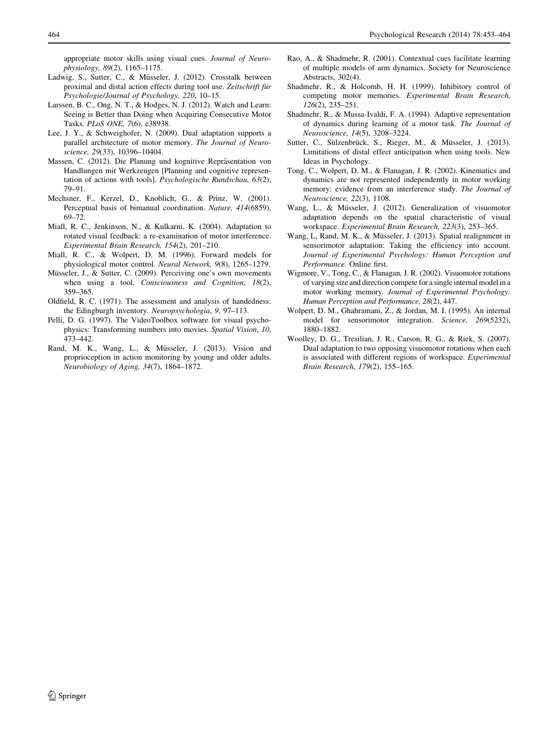appropriate motor skills using visual cues. *Journal of Neurophysiology, 89*(2), 1165–1175.

Ladwig, S., Sutter, C., & Müsseler, J. (2012). Crosstalk between proximal and distal action effects during tool use. *Zeitschrift für Psychologie/Journal of Psychology, 220*, 10–15.

Larssen, B. C., Ong, N. T., & Hodges, N. J. (2012). Watch and Learn: Seeing is Better than Doing when Acquiring Consecutive Motor Tasks. *PLoS ONE, 7*(6), e38938.

Lee, J. Y., & Schweighofer, N. (2009). Dual adaptation supports a parallel architecture of motor memory. *The Journal of Neuroscience, 29*(33), 10396–10404.

Massen, C. (2012). Die Planung und kognitive Repräsentation von Handlungen mit Werkzeugen [Planning and cognitive representation of actions with tools]. *Psychologische Rundschau, 63*(2), 79–91.

Mechsner, F., Kerzel, D., Knoblich, G., & Prinz, W. (2001). Perceptual basis of bimanual coordination. *Nature, 414*(6859), 69–72.

Miall, R. C., Jenkinson, N., & Kulkarni, K. (2004). Adaptation to rotated visual feedback: a re-examination of motor interference. *Experimental Brain Research, 154*(2), 201–210.

Miall, R. C., & Wolpert, D. M. (1996). Forward models for physiological motor control. *Neural Network, 9*(8), 1265–1279.

Müsseler, J., & Sutter, C. (2009). Perceiving one's own movements when using a tool. *Consciousness and Cognition, 18*(2), 359–365.

Oldfield, R. C. (1971). The assessment and analysis of handedness: the Edingburgh inventory. *Neuropsychologia*, *9*, 97–113.

Pelli, D. G. (1997). The VideoToolbox software for visual psychophysics: Transforming numbers into movies. *Spatial Vision*, *10*, 473–442.

Rand, M. K., Wang, L., & Müsseler, J. (2013). Vision and proprioception in action monitoring by young and older adults. *Neurobiology of Aging, 34*(7), 1864–1872.

Rao, A., & Shadmehr, R. (2001). Contextual cues facilitate learning of multiple models of arm dynamics. Society for Neuroscience Abstracts, 302(4).

Shadmehr, R., & Holcomb, H. H. (1999). Inhibitory control of competing motor memories. *Experimental Brain Research, 126*(2), 235–251.

Shadmehr, R., & Mussa-Ivaldi, F. A. (1994). Adaptive representation of dynamics during learning of a motor task. *The Journal of Neuroscience, 14*(5), 3208–3224.

Sutter, C., Sülzenbrück, S., Rieger, M., & Müsseler, J. (2013). Limitations of distal effect anticipation when using tools. New Ideas in Psychology.

Tong, C., Wolpert, D. M., & Flanagan, J. R. (2002). Kinematics and dynamics are not represented independently in motor working memory: evidence from an interference study. *The Journal of Neuroscience, 22*(3), 1108.

Wang, L., & Müsseler, J. (2012). Generalization of visuomotor adaptation depends on the spatial characteristic of visual workspace. *Experimental Brain Research, 223*(3), 253–365.

Wang, L, Rand, M. K., & Müsseler, J. (2013). Spatial realignment in sensorimotor adaptation: Taking the efficiency into account. *Journal of Experimental Psychology: Human Perception and Performance.* Online first.

Wigmore, V., Tong, C., & Flanagan, J. R. (2002). Visuomotor rotations of varying size and direction compete for a single internal model in a motor working memory. *Journal of Experimental Psychology: Human Perception and Performance, 28*(2), 447.

Wolpert, D. M., Ghahramani, Z., & Jordan, M. I. (1995). An internal model for sensorimotor integration. *Science, 269*(5232), 1880–1882.

Woolley, D. G., Tresilian, J. R., Carson, R. G., & Riek, S. (2007). Dual adaptation to two opposing visuomotor rotations when each is associated with different regions of workspace. *Experimental Brain Research, 179*(2), 155–165.